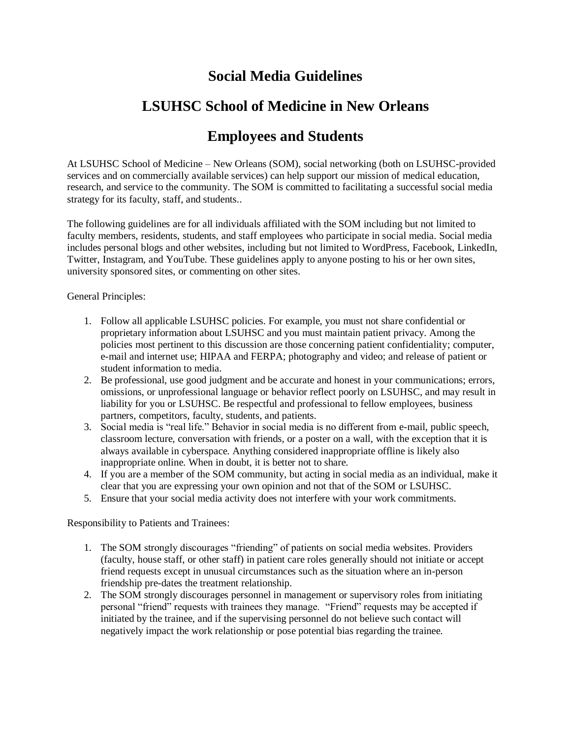# Social Media Guidelines

# LSUHSC School of Medicine in New Orleans

# Employees and Students

At LSUHSC School of Medicine – New Orleans (SOM), social networking (both on LSUHSC-provided services and on commercially available services) can help support our mission of medical education, research, and service to the community. The SOM is committed to facilitating a successful social media strategy for its faculty, staff, and students..

The following guidelines are for all individuals affiliated with the SOM including but not limited to faculty members, residents, students, and staff employees who participate in social media. Social media includes personal blogs and other websites, including but not limited to WordPress, Facebook, LinkedIn, Twitter, Instagram, and YouTube. These guidelines apply to anyone posting to his or her own sites, university sponsored sites, or commenting on other sites.

General Principles:

1. Follow all applicable LSUHSC policies. For example, you must not share confidential or proprietary information about LSUHSC and you must maintain patient privacy. Among the policies most pertinent to this discussion are those concerning patient confidentiality; computer, e-mail and internet use; HIPAA and FERPA; photography and video; and release of patient or student information to media.
2. Be professional, use good judgment and be accurate and honest in your communications; errors, omissions, or unprofessional language or behavior reflect poorly on LSUHSC, and may result in liability for you or LSUHSC. Be respectful and professional to fellow employees, business partners, competitors, faculty, students, and patients.
3. Social media is "real life." Behavior in social media is no different from e-mail, public speech, classroom lecture, conversation with friends, or a poster on a wall, with the exception that it is always available in cyberspace. Anything considered inappropriate offline is likely also inappropriate online. When in doubt, it is better not to share.
4. If you are a member of the SOM community, but acting in social media as an individual, make it clear that you are expressing your own opinion and not that of the SOM or LSUHSC.
5. Ensure that your social media activity does not interfere with your work commitments.

Responsibility to Patients and Trainees:

1. The SOM strongly discourages "friending" of patients on social media websites. Providers (faculty, house staff, or other staff) in patient care roles generally should not initiate or accept friend requests except in unusual circumstances such as the situation where an in-person friendship pre-dates the treatment relationship.
2. The SOM strongly discourages personnel in management or supervisory roles from initiating personal "friend" requests with trainees they manage. "Friend" requests may be accepted if initiated by the trainee, and if the supervising personnel do not believe such contact will negatively impact the work relationship or pose potential bias regarding the trainee.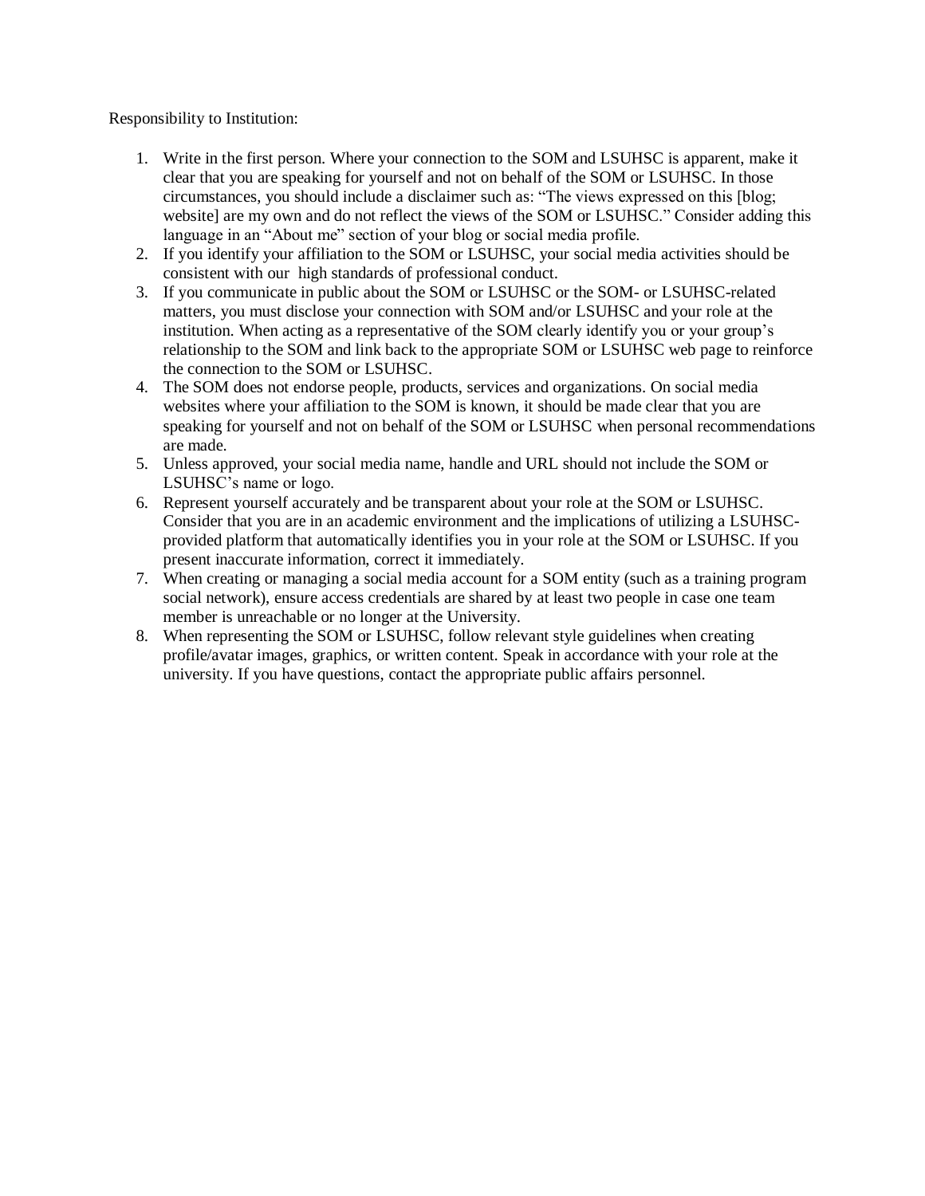Responsibility to Institution:

1. Write in the first person. Where your connection to the SOM and LSUHSC is apparent, make it clear that you are speaking for yourself and not on behalf of the SOM or LSUHSC. In those circumstances, you should include a disclaimer such as: "The views expressed on this [blog; website] are my own and do not reflect the views of the SOM or LSUHSC." Consider adding this language in an "About me" section of your blog or social media profile.
2. If you identify your affiliation to the SOM or LSUHSC, your social media activities should be consistent with our high standards of professional conduct.
3. If you communicate in public about the SOM or LSUHSC or the SOM- or LSUHSC-related matters, you must disclose your connection with SOM and/or LSUHSC and your role at the institution. When acting as a representative of the SOM clearly identify you or your group's relationship to the SOM and link back to the appropriate SOM or LSUHSC web page to reinforce the connection to the SOM or LSUHSC.
4. The SOM does not endorse people, products, services and organizations. On social media websites where your affiliation to the SOM is known, it should be made clear that you are speaking for yourself and not on behalf of the SOM or LSUHSC when personal recommendations are made.
5. Unless approved, your social media name, handle and URL should not include the SOM or LSUHSC's name or logo.
6. Represent yourself accurately and be transparent about your role at the SOM or LSUHSC. Consider that you are in an academic environment and the implications of utilizing a LSUHSC-provided platform that automatically identifies you in your role at the SOM or LSUHSC. If you present inaccurate information, correct it immediately.
7. When creating or managing a social media account for a SOM entity (such as a training program social network), ensure access credentials are shared by at least two people in case one team member is unreachable or no longer at the University.
8. When representing the SOM or LSUHSC, follow relevant style guidelines when creating profile/avatar images, graphics, or written content. Speak in accordance with your role at the university. If you have questions, contact the appropriate public affairs personnel.